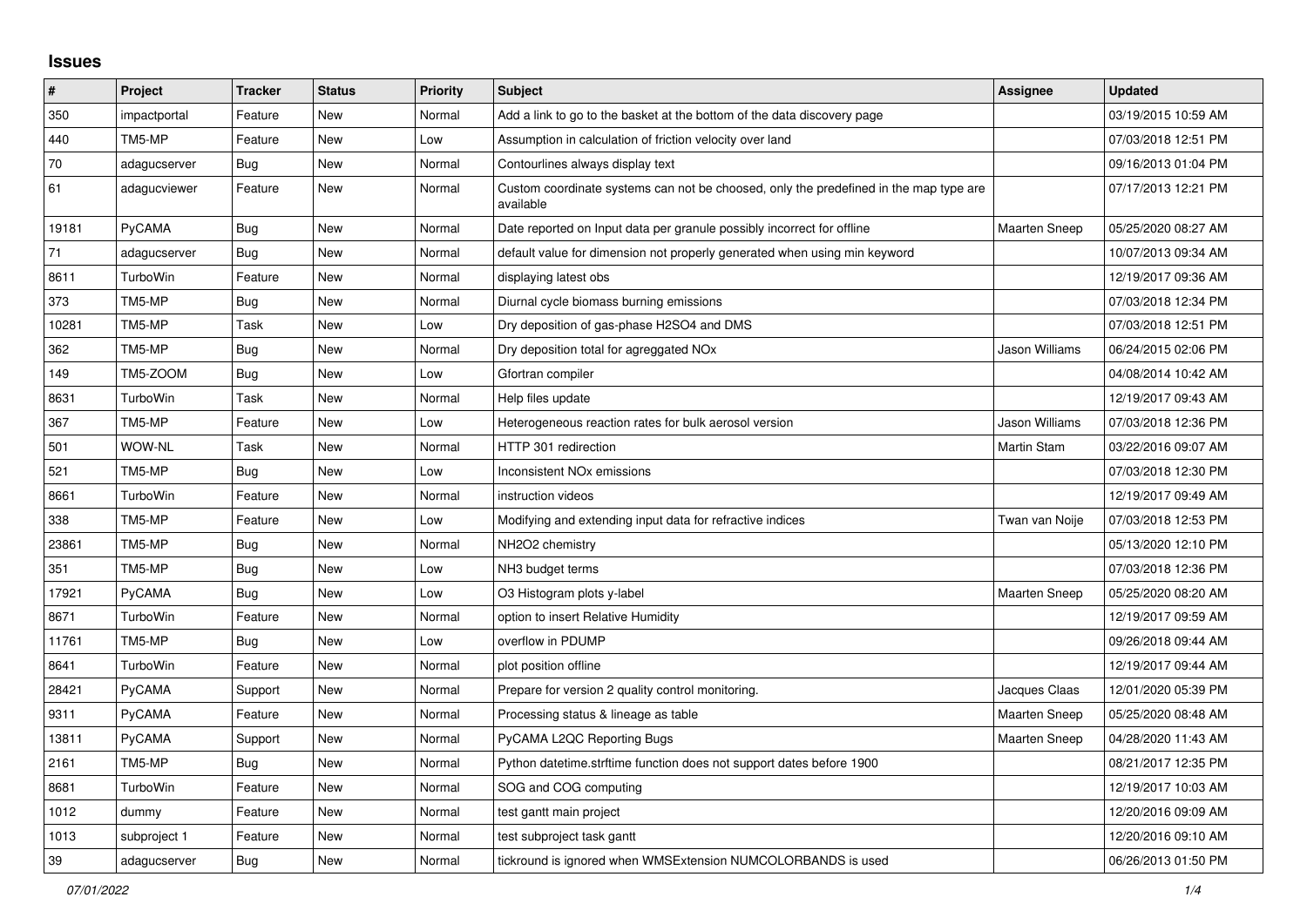# Issues

| # | Project | Tracker | Status | Priority | Subject | Assignee | Updated |
|---|---|---|---|---|---|---|---|
| 350 | impactportal | Feature | New | Normal | Add a link to go to the basket at the bottom of the data discovery page | | 03/19/2015 10:59 AM |
| 440 | TM5-MP | Feature | New | Low | Assumption in calculation of friction velocity over land | | 07/03/2018 12:51 PM |
| 70 | adagucserver | Bug | New | Normal | Contourlines always display text | | 09/16/2013 01:04 PM |
| 61 | adagucviewer | Feature | New | Normal | Custom coordinate systems can not be choosed, only the predefined in the map type are available | | 07/17/2013 12:21 PM |
| 19181 | PyCAMA | Bug | New | Normal | Date reported on Input data per granule possibly incorrect for offline | Maarten Sneep | 05/25/2020 08:27 AM |
| 71 | adagucserver | Bug | New | Normal | default value for dimension not properly generated when using min keyword | | 10/07/2013 09:34 AM |
| 8611 | TurboWin | Feature | New | Normal | displaying latest obs | | 12/19/2017 09:36 AM |
| 373 | TM5-MP | Bug | New | Normal | Diurnal cycle biomass burning emissions | | 07/03/2018 12:34 PM |
| 10281 | TM5-MP | Task | New | Low | Dry deposition of gas-phase H2SO4 and DMS | | 07/03/2018 12:51 PM |
| 362 | TM5-MP | Bug | New | Normal | Dry deposition total for agreggated NOx | Jason Williams | 06/24/2015 02:06 PM |
| 149 | TM5-ZOOM | Bug | New | Low | Gfortran compiler | | 04/08/2014 10:42 AM |
| 8631 | TurboWin | Task | New | Normal | Help files update | | 12/19/2017 09:43 AM |
| 367 | TM5-MP | Feature | New | Low | Heterogeneous reaction rates for bulk aerosol version | Jason Williams | 07/03/2018 12:36 PM |
| 501 | WOW-NL | Task | New | Normal | HTTP 301 redirection | Martin Stam | 03/22/2016 09:07 AM |
| 521 | TM5-MP | Bug | New | Low | Inconsistent NOx emissions | | 07/03/2018 12:30 PM |
| 8661 | TurboWin | Feature | New | Normal | instruction videos | | 12/19/2017 09:49 AM |
| 338 | TM5-MP | Feature | New | Low | Modifying and extending input data for refractive indices | Twan van Noije | 07/03/2018 12:53 PM |
| 23861 | TM5-MP | Bug | New | Normal | NH2O2 chemistry | | 05/13/2020 12:10 PM |
| 351 | TM5-MP | Bug | New | Low | NH3 budget terms | | 07/03/2018 12:36 PM |
| 17921 | PyCAMA | Bug | New | Low | O3 Histogram plots y-label | Maarten Sneep | 05/25/2020 08:20 AM |
| 8671 | TurboWin | Feature | New | Normal | option to insert Relative Humidity | | 12/19/2017 09:59 AM |
| 11761 | TM5-MP | Bug | New | Low | overflow in PDUMP | | 09/26/2018 09:44 AM |
| 8641 | TurboWin | Feature | New | Normal | plot position offline | | 12/19/2017 09:44 AM |
| 28421 | PyCAMA | Support | New | Normal | Prepare for version 2 quality control monitoring. | Jacques Claas | 12/01/2020 05:39 PM |
| 9311 | PyCAMA | Feature | New | Normal | Processing status & lineage as table | Maarten Sneep | 05/25/2020 08:48 AM |
| 13811 | PyCAMA | Support | New | Normal | PyCAMA L2QC Reporting Bugs | Maarten Sneep | 04/28/2020 11:43 AM |
| 2161 | TM5-MP | Bug | New | Normal | Python datetime.strftime function does not support dates before 1900 | | 08/21/2017 12:35 PM |
| 8681 | TurboWin | Feature | New | Normal | SOG and COG computing | | 12/19/2017 10:03 AM |
| 1012 | dummy | Feature | New | Normal | test gantt main project | | 12/20/2016 09:09 AM |
| 1013 | subproject 1 | Feature | New | Normal | test subproject task gantt | | 12/20/2016 09:10 AM |
| 39 | adagucserver | Bug | New | Normal | tickround is ignored when WMSExtension NUMCOLORBANDS is used | | 06/26/2013 01:50 PM |

*07/01/2022*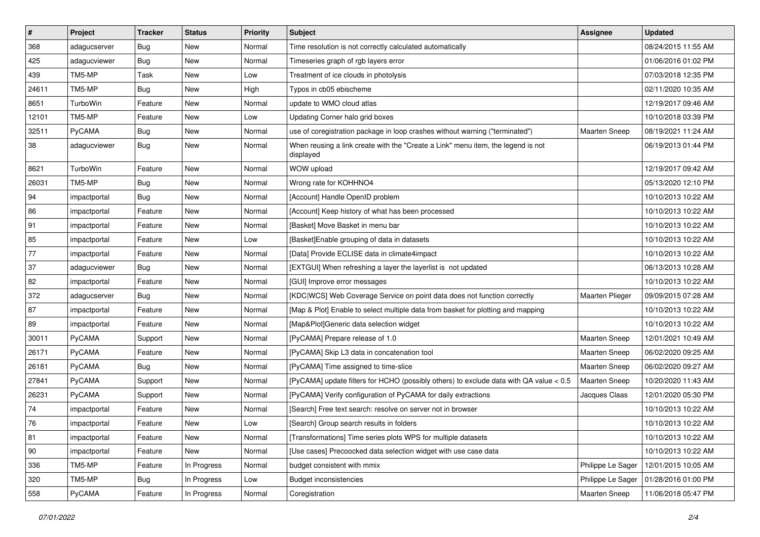| # | Project | Tracker | Status | Priority | Subject | Assignee | Updated |
|---|---|---|---|---|---|---|---|
| 368 | adagucserver | Bug | New | Normal | Time resolution is not correctly calculated automatically | | 08/24/2015 11:55 AM |
| 425 | adagucviewer | Bug | New | Normal | Timeseries graph of rgb layers error | | 01/06/2016 01:02 PM |
| 439 | TM5-MP | Task | New | Low | Treatment of ice clouds in photolysis | | 07/03/2018 12:35 PM |
| 24611 | TM5-MP | Bug | New | High | Typos in cb05 ebischeme | | 02/11/2020 10:35 AM |
| 8651 | TurboWin | Feature | New | Normal | update to WMO cloud atlas | | 12/19/2017 09:46 AM |
| 12101 | TM5-MP | Feature | New | Low | Updating Corner halo grid boxes | | 10/10/2018 03:39 PM |
| 32511 | PyCAMA | Bug | New | Normal | use of coregistration package in loop crashes without warning ("terminated") | Maarten Sneep | 08/19/2021 11:24 AM |
| 38 | adagucviewer | Bug | New | Normal | When reusing a link create with the "Create a Link" menu item, the legend is not displayed | | 06/19/2013 01:44 PM |
| 8621 | TurboWin | Feature | New | Normal | WOW upload | | 12/19/2017 09:42 AM |
| 26031 | TM5-MP | Bug | New | Normal | Wrong rate for KOHHNO4 | | 05/13/2020 12:10 PM |
| 94 | impactportal | Bug | New | Normal | [Account] Handle OpenID problem | | 10/10/2013 10:22 AM |
| 86 | impactportal | Feature | New | Normal | [Account] Keep history of what has been processed | | 10/10/2013 10:22 AM |
| 91 | impactportal | Feature | New | Normal | [Basket] Move Basket in menu bar | | 10/10/2013 10:22 AM |
| 85 | impactportal | Feature | New | Low | [Basket]Enable grouping of data in datasets | | 10/10/2013 10:22 AM |
| 77 | impactportal | Feature | New | Normal | [Data] Provide ECLISE data in climate4impact | | 10/10/2013 10:22 AM |
| 37 | adagucviewer | Bug | New | Normal | [EXTGUI] When refreshing a layer the layerlist is not updated | | 06/13/2013 10:28 AM |
| 82 | impactportal | Feature | New | Normal | [GUI] Improve error messages | | 10/10/2013 10:22 AM |
| 372 | adagucserver | Bug | New | Normal | [KDC\|WCS] Web Coverage Service on point data does not function correctly | Maarten Plieger | 09/09/2015 07:28 AM |
| 87 | impactportal | Feature | New | Normal | [Map & Plot] Enable to select multiple data from basket for plotting and mapping | | 10/10/2013 10:22 AM |
| 89 | impactportal | Feature | New | Normal | [Map&Plot]Generic data selection widget | | 10/10/2013 10:22 AM |
| 30011 | PyCAMA | Support | New | Normal | [PyCAMA] Prepare release of 1.0 | Maarten Sneep | 12/01/2021 10:49 AM |
| 26171 | PyCAMA | Feature | New | Normal | [PyCAMA] Skip L3 data in concatenation tool | Maarten Sneep | 06/02/2020 09:25 AM |
| 26181 | PyCAMA | Bug | New | Normal | [PyCAMA] Time assigned to time-slice | Maarten Sneep | 06/02/2020 09:27 AM |
| 27841 | PyCAMA | Support | New | Normal | [PyCAMA] update filters for HCHO (possibly others) to exclude data with QA value < 0.5 | Maarten Sneep | 10/20/2020 11:43 AM |
| 26231 | PyCAMA | Support | New | Normal | [PyCAMA] Verify configuration of PyCAMA for daily extractions | Jacques Claas | 12/01/2020 05:30 PM |
| 74 | impactportal | Feature | New | Normal | [Search] Free text search: resolve on server not in browser | | 10/10/2013 10:22 AM |
| 76 | impactportal | Feature | New | Low | [Search] Group search results in folders | | 10/10/2013 10:22 AM |
| 81 | impactportal | Feature | New | Normal | [Transformations] Time series plots WPS for multiple datasets | | 10/10/2013 10:22 AM |
| 90 | impactportal | Feature | New | Normal | [Use cases] Precoocked data selection widget with use case data | | 10/10/2013 10:22 AM |
| 336 | TM5-MP | Feature | In Progress | Normal | budget consistent with mmix | Philippe Le Sager | 12/01/2015 10:05 AM |
| 320 | TM5-MP | Bug | In Progress | Low | Budget inconsistencies | Philippe Le Sager | 01/28/2016 01:00 PM |
| 558 | PyCAMA | Feature | In Progress | Normal | Coregistration | Maarten Sneep | 11/06/2018 05:47 PM |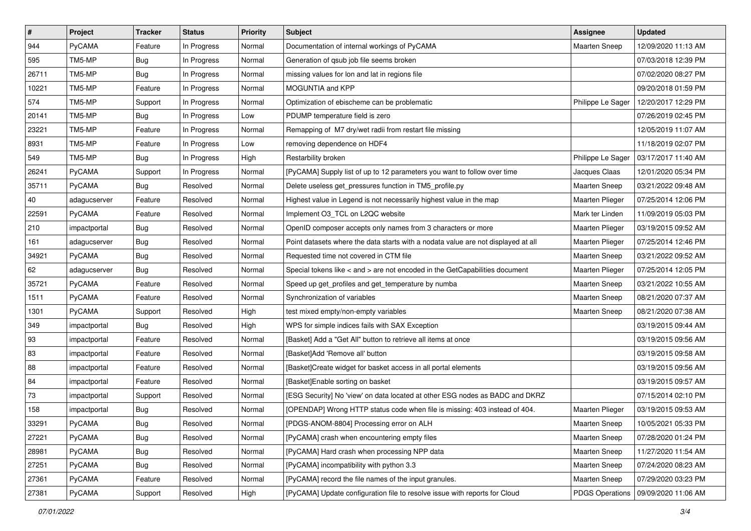| # | Project | Tracker | Status | Priority | Subject | Assignee | Updated |
|---|---|---|---|---|---|---|---|
| 944 | PyCAMA | Feature | In Progress | Normal | Documentation of internal workings of PyCAMA | Maarten Sneep | 12/09/2020 11:13 AM |
| 595 | TM5-MP | Bug | In Progress | Normal | Generation of qsub job file seems broken | | 07/03/2018 12:39 PM |
| 26711 | TM5-MP | Bug | In Progress | Normal | missing values for lon and lat in regions file | | 07/02/2020 08:27 PM |
| 10221 | TM5-MP | Feature | In Progress | Normal | MOGUNTIA and KPP | | 09/20/2018 01:59 PM |
| 574 | TM5-MP | Support | In Progress | Normal | Optimization of ebischeme can be problematic | Philippe Le Sager | 12/20/2017 12:29 PM |
| 20141 | TM5-MP | Bug | In Progress | Low | PDUMP temperature field is zero | | 07/26/2019 02:45 PM |
| 23221 | TM5-MP | Feature | In Progress | Normal | Remapping of M7 dry/wet radii from restart file missing | | 12/05/2019 11:07 AM |
| 8931 | TM5-MP | Feature | In Progress | Low | removing dependence on HDF4 | | 11/18/2019 02:07 PM |
| 549 | TM5-MP | Bug | In Progress | High | Restarbility broken | Philippe Le Sager | 03/17/2017 11:40 AM |
| 26241 | PyCAMA | Support | In Progress | Normal | [PyCAMA] Supply list of up to 12 parameters you want to follow over time | Jacques Claas | 12/01/2020 05:34 PM |
| 35711 | PyCAMA | Bug | Resolved | Normal | Delete useless get_pressures function in TM5_profile.py | Maarten Sneep | 03/21/2022 09:48 AM |
| 40 | adagucserver | Feature | Resolved | Normal | Highest value in Legend is not necessarily highest value in the map | Maarten Plieger | 07/25/2014 12:06 PM |
| 22591 | PyCAMA | Feature | Resolved | Normal | Implement O3_TCL on L2QC website | Mark ter Linden | 11/09/2019 05:03 PM |
| 210 | impactportal | Bug | Resolved | Normal | OpenID composer accepts only names from 3 characters or more | Maarten Plieger | 03/19/2015 09:52 AM |
| 161 | adagucserver | Bug | Resolved | Normal | Point datasets where the data starts with a nodata value are not displayed at all | Maarten Plieger | 07/25/2014 12:46 PM |
| 34921 | PyCAMA | Bug | Resolved | Normal | Requested time not covered in CTM file | Maarten Sneep | 03/21/2022 09:52 AM |
| 62 | adagucserver | Bug | Resolved | Normal | Special tokens like < and > are not encoded in the GetCapabilities document | Maarten Plieger | 07/25/2014 12:05 PM |
| 35721 | PyCAMA | Feature | Resolved | Normal | Speed up get_profiles and get_temperature by numba | Maarten Sneep | 03/21/2022 10:55 AM |
| 1511 | PyCAMA | Feature | Resolved | Normal | Synchronization of variables | Maarten Sneep | 08/21/2020 07:37 AM |
| 1301 | PyCAMA | Support | Resolved | High | test mixed empty/non-empty variables | Maarten Sneep | 08/21/2020 07:38 AM |
| 349 | impactportal | Bug | Resolved | High | WPS for simple indices fails with SAX Exception | | 03/19/2015 09:44 AM |
| 93 | impactportal | Feature | Resolved | Normal | [Basket] Add a "Get All" button to retrieve all items at once | | 03/19/2015 09:56 AM |
| 83 | impactportal | Feature | Resolved | Normal | [Basket]Add 'Remove all' button | | 03/19/2015 09:58 AM |
| 88 | impactportal | Feature | Resolved | Normal | [Basket]Create widget for basket access in all portal elements | | 03/19/2015 09:56 AM |
| 84 | impactportal | Feature | Resolved | Normal | [Basket]Enable sorting on basket | | 03/19/2015 09:57 AM |
| 73 | impactportal | Support | Resolved | Normal | [ESG Security] No 'view' on data located at other ESG nodes as BADC and DKRZ | | 07/15/2014 02:10 PM |
| 158 | impactportal | Bug | Resolved | Normal | [OPENDAP] Wrong HTTP status code when file is missing: 403 instead of 404. | Maarten Plieger | 03/19/2015 09:53 AM |
| 33291 | PyCAMA | Bug | Resolved | Normal | [PDGS-ANOM-8804] Processing error on ALH | Maarten Sneep | 10/05/2021 05:33 PM |
| 27221 | PyCAMA | Bug | Resolved | Normal | [PyCAMA] crash when encountering empty files | Maarten Sneep | 07/28/2020 01:24 PM |
| 28981 | PyCAMA | Bug | Resolved | Normal | [PyCAMA] Hard crash when processing NPP data | Maarten Sneep | 11/27/2020 11:54 AM |
| 27251 | PyCAMA | Bug | Resolved | Normal | [PyCAMA] incompatibility with python 3.3 | Maarten Sneep | 07/24/2020 08:23 AM |
| 27361 | PyCAMA | Feature | Resolved | Normal | [PyCAMA] record the file names of the input granules. | Maarten Sneep | 07/29/2020 03:23 PM |
| 27381 | PyCAMA | Support | Resolved | High | [PyCAMA] Update configuration file to resolve issue with reports for Cloud | PDGS Operations | 09/09/2020 11:06 AM |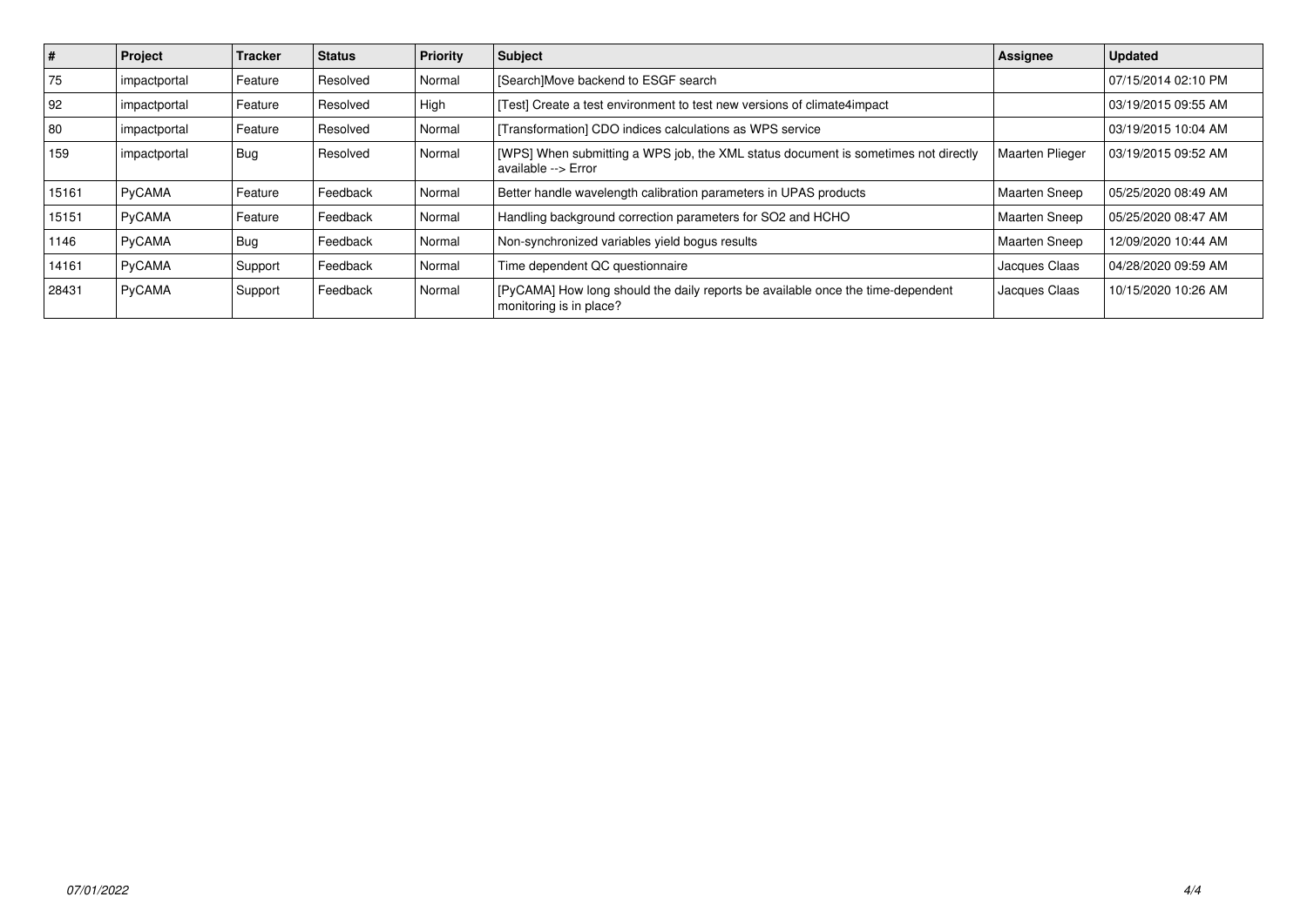| # | Project | Tracker | Status | Priority | Subject | Assignee | Updated |
| --- | --- | --- | --- | --- | --- | --- | --- |
| 75 | impactportal | Feature | Resolved | Normal | [Search]Move backend to ESGF search | | 07/15/2014 02:10 PM |
| 92 | impactportal | Feature | Resolved | High | [Test] Create a test environment to test new versions of climate4impact | | 03/19/2015 09:55 AM |
| 80 | impactportal | Feature | Resolved | Normal | [Transformation] CDO indices calculations as WPS service | | 03/19/2015 10:04 AM |
| 159 | impactportal | Bug | Resolved | Normal | [WPS] When submitting a WPS job, the XML status document is sometimes not directly available --> Error | Maarten Plieger | 03/19/2015 09:52 AM |
| 15161 | PyCAMA | Feature | Feedback | Normal | Better handle wavelength calibration parameters in UPAS products | Maarten Sneep | 05/25/2020 08:49 AM |
| 15151 | PyCAMA | Feature | Feedback | Normal | Handling background correction parameters for SO2 and HCHO | Maarten Sneep | 05/25/2020 08:47 AM |
| 1146 | PyCAMA | Bug | Feedback | Normal | Non-synchronized variables yield bogus results | Maarten Sneep | 12/09/2020 10:44 AM |
| 14161 | PyCAMA | Support | Feedback | Normal | Time dependent QC questionnaire | Jacques Claas | 04/28/2020 09:59 AM |
| 28431 | PyCAMA | Support | Feedback | Normal | [PyCAMA] How long should the daily reports be available once the time-dependent monitoring is in place? | Jacques Claas | 10/15/2020 10:26 AM |

*07/01/2022*